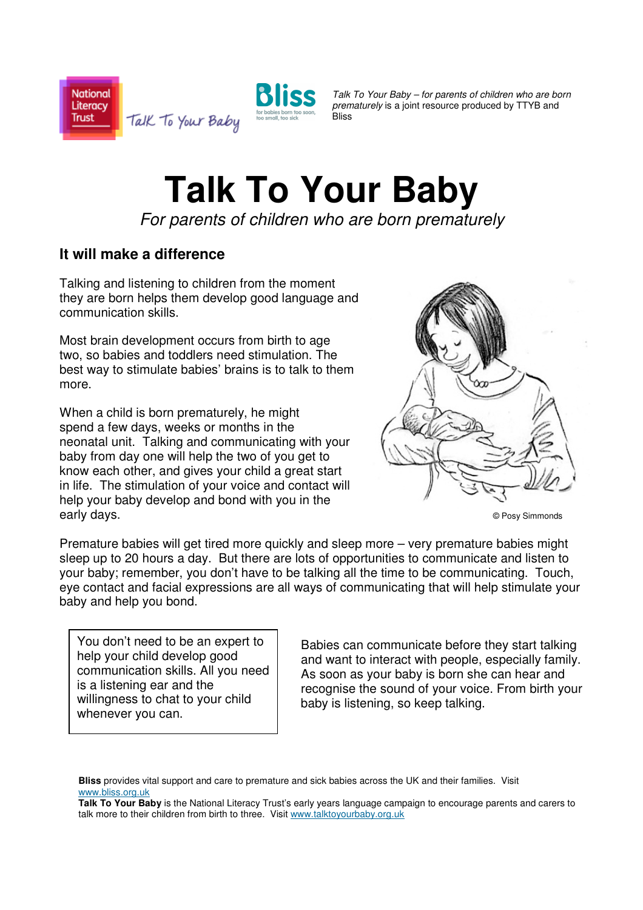*Talk To Your Baby – for parents of children who are born prematurely* is a joint resource produced by TTYB and Bliss

# Talk To Your Baby

*For parents of children who are born prematurely*

## It will make a difference

Talking and listening to children from the moment they are born helps them develop good language and communication skills.

Most brain development occurs from birth to age two, so babies and toddlers need stimulation. The best way to stimulate babies' brains is to talk to them more.

When a child is born prematurely, he might spend a few days, weeks or months in the neonatal unit. Talking and communicating with your baby from day one will help the two of you get to know each other, and gives your child a great start in life. The stimulation of your voice and contact will help your baby develop and bond with you in the early days.

© Posy Simmonds

Premature babies will get tired more quickly and sleep more – very premature babies might sleep up to 20 hours a day. But there are lots of opportunities to communicate and listen to your baby; remember, you don't have to be talking all the time to be communicating. Touch, eye contact and facial expressions are all ways of communicating that will help stimulate your baby and help you bond.

> You don't need to be an expert to help your child develop good communication skills. All you need is a listening ear and the willingness to chat to your child whenever you can.

Babies can communicate before they start talking and want to interact with people, especially family. As soon as your baby is born she can hear and recognise the sound of your voice. From birth your baby is listening, so keep talking.

**Bliss** provides vital support and care to premature and sick babies across the UK and their families. Visit www.bliss.org.uk

**Talk To Your Baby** is the National Literacy Trust's early years language campaign to encourage parents and carers to talk more to their children from birth to three. Visit www.talktoyourbaby.org.uk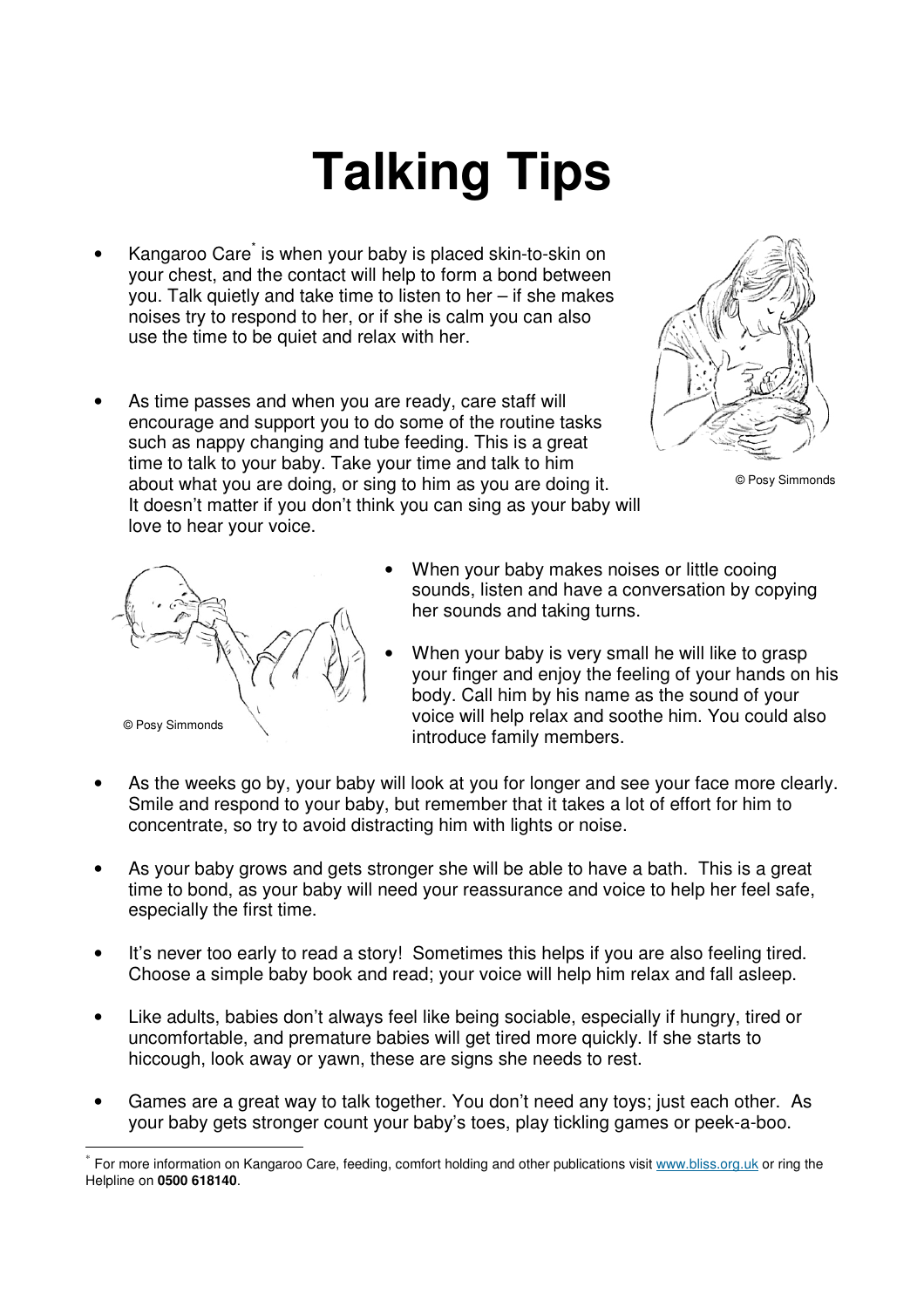# Talking Tips

- Kangaroo Care* is when your baby is placed skin-to-skin on your chest, and the contact will help to form a bond between you. Talk quietly and take time to listen to her – if she makes noises try to respond to her, or if she is calm you can also use the time to be quiet and relax with her.

- As time passes and when you are ready, care staff will encourage and support you to do some of the routine tasks such as nappy changing and tube feeding. This is a great time to talk to your baby. Take your time and talk to him about what you are doing, or sing to him as you are doing it. It doesn't matter if you don't think you can sing as your baby will love to hear your voice.

© Posy Simmonds

© Posy Simmonds

- When your baby makes noises or little cooing sounds, listen and have a conversation by copying her sounds and taking turns.

- When your baby is very small he will like to grasp your finger and enjoy the feeling of your hands on his body. Call him by his name as the sound of your voice will help relax and soothe him. You could also introduce family members.

- As the weeks go by, your baby will look at you for longer and see your face more clearly. Smile and respond to your baby, but remember that it takes a lot of effort for him to concentrate, so try to avoid distracting him with lights or noise.

- As your baby grows and gets stronger she will be able to have a bath. This is a great time to bond, as your baby will need your reassurance and voice to help her feel safe, especially the first time.

- It's never too early to read a story! Sometimes this helps if you are also feeling tired. Choose a simple baby book and read; your voice will help him relax and fall asleep.

- Like adults, babies don't always feel like being sociable, especially if hungry, tired or uncomfortable, and premature babies will get tired more quickly. If she starts to hiccough, look away or yawn, these are signs she needs to rest.

- Games are a great way to talk together. You don't need any toys; just each other. As your baby gets stronger count your baby's toes, play tickling games or peek-a-boo.

---

* For more information on Kangaroo Care, feeding, comfort holding and other publications visit www.bliss.org.uk or ring the Helpline on **0500 618140**.